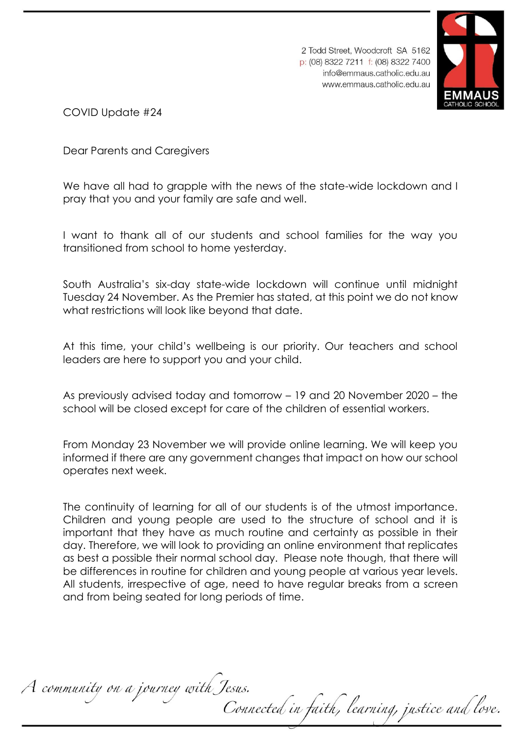2 Todd Street, Woodcroft SA 5162
p: (08) 8322 7211 f: (08) 8322 7400
info@emmaus.catholic.edu.au
www.emmaus.catholic.edu.au

EMMAUS CATHOLIC SCHOOL

COVID Update #24

Dear Parents and Caregivers

We have all had to grapple with the news of the state-wide lockdown and I pray that you and your family are safe and well.

I want to thank all of our students and school families for the way you transitioned from school to home yesterday.

South Australia's six-day state-wide lockdown will continue until midnight Tuesday 24 November. As the Premier has stated, at this point we do not know what restrictions will look like beyond that date.

At this time, your child's wellbeing is our priority. Our teachers and school leaders are here to support you and your child.

As previously advised today and tomorrow – 19 and 20 November 2020 – the school will be closed except for care of the children of essential workers.

From Monday 23 November we will provide online learning. We will keep you informed if there are any government changes that impact on how our school operates next week.

The continuity of learning for all of our students is of the utmost importance. Children and young people are used to the structure of school and it is important that they have as much routine and certainty as possible in their day. Therefore, we will look to providing an online environment that replicates as best a possible their normal school day. Please note though, that there will be differences in routine for children and young people at various year levels. All students, irrespective of age, need to have regular breaks from a screen and from being seated for long periods of time.

*A community on a journey with Jesus. Connected in faith, learning, justice and love.*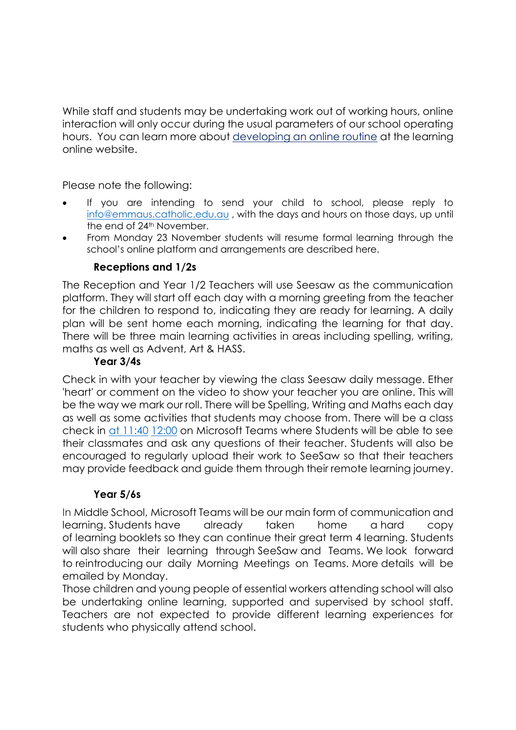While staff and students may be undertaking work out of working hours, online interaction will only occur during the usual parameters of our school operating hours. You can learn more about developing an online routine at the learning online website.

Please note the following:

- If you are intending to send your child to school, please reply to info@emmaus.catholic.edu.au , with the days and hours on those days, up until the end of 24th November.
- From Monday 23 November students will resume formal learning through the school's online platform and arrangements are described here.

**Receptions and 1/2s**

The Reception and Year 1/2 Teachers will use Seesaw as the communication platform. They will start off each day with a morning greeting from the teacher for the children to respond to, indicating they are ready for learning. A daily plan will be sent home each morning, indicating the learning for that day. There will be three main learning activities in areas including spelling, writing, maths as well as Advent, Art & HASS.

**Year 3/4s**

Check in with your teacher by viewing the class Seesaw daily message. Ether 'heart' or comment on the video to show your teacher you are online. This will be the way we mark our roll. There will be Spelling, Writing and Maths each day as well as some activities that students may choose from. There will be a class check in at 11:40 12:00 on Microsoft Teams where Students will be able to see their classmates and ask any questions of their teacher. Students will also be encouraged to regularly upload their work to SeeSaw so that their teachers may provide feedback and guide them through their remote learning journey.

**Year 5/6s**

In Middle School, Microsoft Teams will be our main form of communication and learning. Students have already taken home a hard copy of learning booklets so they can continue their great term 4 learning. Students will also share their learning through SeeSaw and Teams. We look forward to reintroducing our daily Morning Meetings on Teams. More details will be emailed by Monday.

Those children and young people of essential workers attending school will also be undertaking online learning, supported and supervised by school staff. Teachers are not expected to provide different learning experiences for students who physically attend school.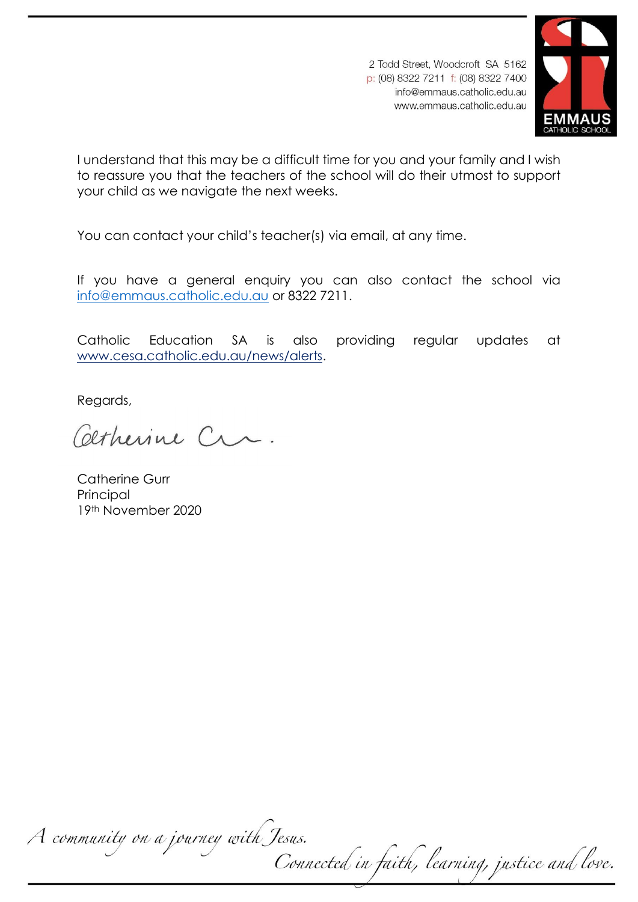2 Todd Street, Woodcroft SA 5162
p: (08) 8322 7211 f: (08) 8322 7400
info@emmaus.catholic.edu.au
www.emmaus.catholic.edu.au

EMMAUS
CATHOLIC SCHOOL

I understand that this may be a difficult time for you and your family and I wish to reassure you that the teachers of the school will do their utmost to support your child as we navigate the next weeks.

You can contact your child's teacher(s) via email, at any time.

If you have a general enquiry you can also contact the school via info@emmaus.catholic.edu.au or 8322 7211.

Catholic Education SA is also providing regular updates at www.cesa.catholic.edu.au/news/alerts.

Regards,

Catherine Gurr
Principal
19th November 2020

*A community on a journey with Jesus.*
*Connected in faith, learning, justice and love.*